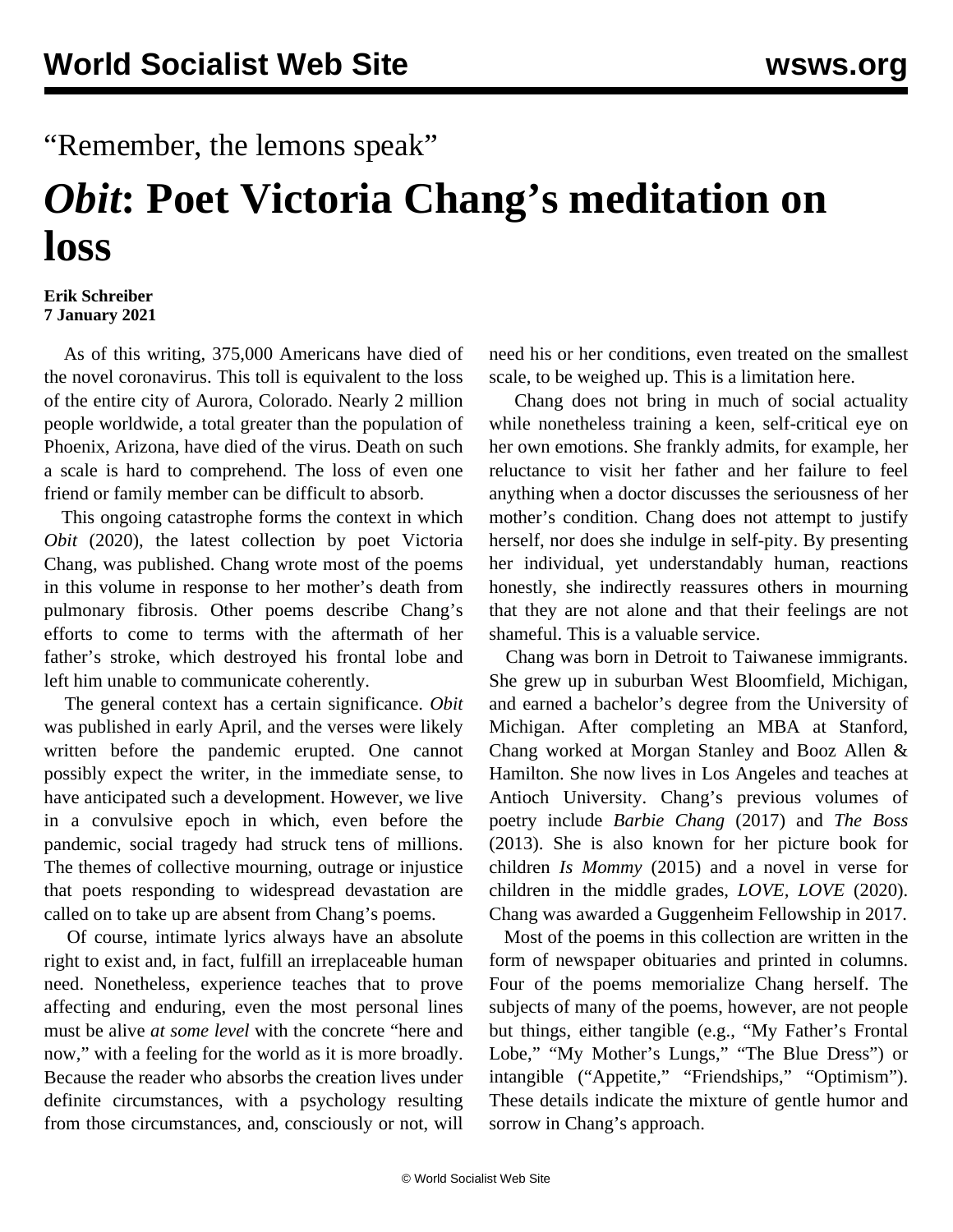“Remember, the lemons speak”

# *Obit*: Poet Victoria Chang’s meditation on loss

**Erik Schreiber**
**7 January 2021**

As of this writing, 375,000 Americans have died of the novel coronavirus. This toll is equivalent to the loss of the entire city of Aurora, Colorado. Nearly 2 million people worldwide, a total greater than the population of Phoenix, Arizona, have died of the virus. Death on such a scale is hard to comprehend. The loss of even one friend or family member can be difficult to absorb.

This ongoing catastrophe forms the context in which *Obit* (2020), the latest collection by poet Victoria Chang, was published. Chang wrote most of the poems in this volume in response to her mother’s death from pulmonary fibrosis. Other poems describe Chang’s efforts to come to terms with the aftermath of her father’s stroke, which destroyed his frontal lobe and left him unable to communicate coherently.

The general context has a certain significance. *Obit* was published in early April, and the verses were likely written before the pandemic erupted. One cannot possibly expect the writer, in the immediate sense, to have anticipated such a development. However, we live in a convulsive epoch in which, even before the pandemic, social tragedy had struck tens of millions. The themes of collective mourning, outrage or injustice that poets responding to widespread devastation are called on to take up are absent from Chang’s poems.

Of course, intimate lyrics always have an absolute right to exist and, in fact, fulfill an irreplaceable human need. Nonetheless, experience teaches that to prove affecting and enduring, even the most personal lines must be alive *at some level* with the concrete “here and now,” with a feeling for the world as it is more broadly. Because the reader who absorbs the creation lives under definite circumstances, with a psychology resulting from those circumstances, and, consciously or not, will need his or her conditions, even treated on the smallest scale, to be weighed up. This is a limitation here.

Chang does not bring in much of social actuality while nonetheless training a keen, self-critical eye on her own emotions. She frankly admits, for example, her reluctance to visit her father and her failure to feel anything when a doctor discusses the seriousness of her mother’s condition. Chang does not attempt to justify herself, nor does she indulge in self-pity. By presenting her individual, yet understandably human, reactions honestly, she indirectly reassures others in mourning that they are not alone and that their feelings are not shameful. This is a valuable service.

Chang was born in Detroit to Taiwanese immigrants. She grew up in suburban West Bloomfield, Michigan, and earned a bachelor’s degree from the University of Michigan. After completing an MBA at Stanford, Chang worked at Morgan Stanley and Booz Allen & Hamilton. She now lives in Los Angeles and teaches at Antioch University. Chang’s previous volumes of poetry include *Barbie Chang* (2017) and *The Boss* (2013). She is also known for her picture book for children *Is Mommy* (2015) and a novel in verse for children in the middle grades, *LOVE, LOVE* (2020). Chang was awarded a Guggenheim Fellowship in 2017.

Most of the poems in this collection are written in the form of newspaper obituaries and printed in columns. Four of the poems memorialize Chang herself. The subjects of many of the poems, however, are not people but things, either tangible (e.g., “My Father’s Frontal Lobe,” “My Mother’s Lungs,” “The Blue Dress”) or intangible (“Appetite,” “Friendships,” “Optimism”). These details indicate the mixture of gentle humor and sorrow in Chang’s approach.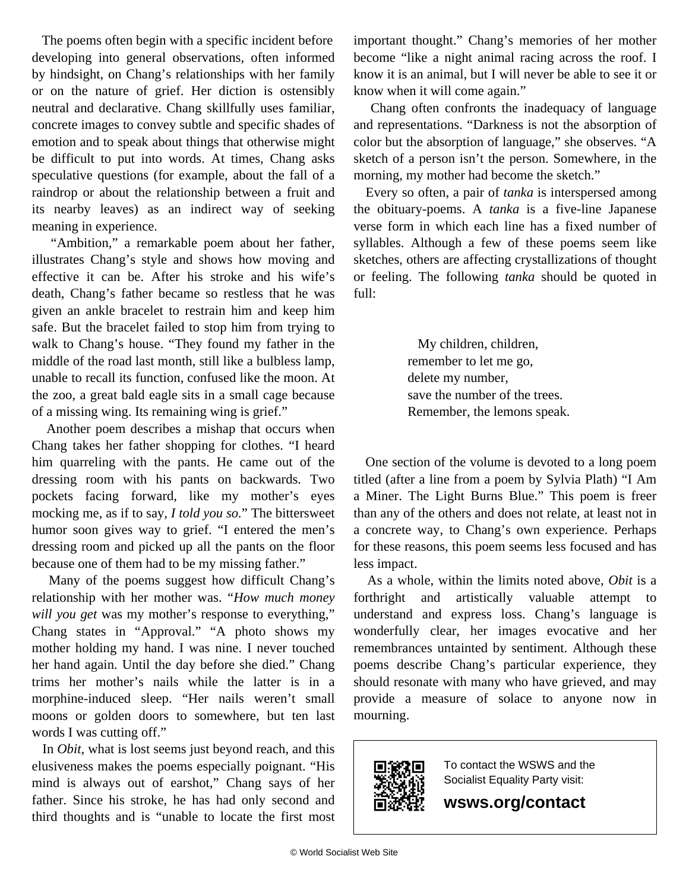The poems often begin with a specific incident before developing into general observations, often informed by hindsight, on Chang's relationships with her family or on the nature of grief. Her diction is ostensibly neutral and declarative. Chang skillfully uses familiar, concrete images to convey subtle and specific shades of emotion and to speak about things that otherwise might be difficult to put into words. At times, Chang asks speculative questions (for example, about the fall of a raindrop or about the relationship between a fruit and its nearby leaves) as an indirect way of seeking meaning in experience.

"Ambition," a remarkable poem about her father, illustrates Chang's style and shows how moving and effective it can be. After his stroke and his wife's death, Chang's father became so restless that he was given an ankle bracelet to restrain him and keep him safe. But the bracelet failed to stop him from trying to walk to Chang's house. "They found my father in the middle of the road last month, still like a bulbless lamp, unable to recall its function, confused like the moon. At the zoo, a great bald eagle sits in a small cage because of a missing wing. Its remaining wing is grief."

Another poem describes a mishap that occurs when Chang takes her father shopping for clothes. "I heard him quarreling with the pants. He came out of the dressing room with his pants on backwards. Two pockets facing forward, like my mother's eyes mocking me, as if to say, *I told you so.*" The bittersweet humor soon gives way to grief. "I entered the men's dressing room and picked up all the pants on the floor because one of them had to be my missing father."

Many of the poems suggest how difficult Chang's relationship with her mother was. "*How much money will you get* was my mother's response to everything," Chang states in "Approval." "A photo shows my mother holding my hand. I was nine. I never touched her hand again. Until the day before she died." Chang trims her mother's nails while the latter is in a morphine-induced sleep. "Her nails weren't small moons or golden doors to somewhere, but ten last words I was cutting off."

In *Obit*, what is lost seems just beyond reach, and this elusiveness makes the poems especially poignant. "His mind is always out of earshot," Chang says of her father. Since his stroke, he has had only second and third thoughts and is "unable to locate the first most important thought." Chang's memories of her mother become "like a night animal racing across the roof. I know it is an animal, but I will never be able to see it or know when it will come again."

Chang often confronts the inadequacy of language and representations. "Darkness is not the absorption of color but the absorption of language," she observes. "A sketch of a person isn't the person. Somewhere, in the morning, my mother had become the sketch."

Every so often, a pair of *tanka* is interspersed among the obituary-poems. A *tanka* is a five-line Japanese verse form in which each line has a fixed number of syllables. Although a few of these poems seem like sketches, others are affecting crystallizations of thought or feeling. The following *tanka* should be quoted in full:

> My children, children,
> remember to let me go,
> delete my number,
> save the number of the trees.
> Remember, the lemons speak.

One section of the volume is devoted to a long poem titled (after a line from a poem by Sylvia Plath) "I Am a Miner. The Light Burns Blue." This poem is freer than any of the others and does not relate, at least not in a concrete way, to Chang's own experience. Perhaps for these reasons, this poem seems less focused and has less impact.

As a whole, within the limits noted above, *Obit* is a forthright and artistically valuable attempt to understand and express loss. Chang's language is wonderfully clear, her images evocative and her remembrances untainted by sentiment. Although these poems describe Chang's particular experience, they should resonate with many who have grieved, and may provide a measure of solace to anyone now in mourning.

To contact the WSWS and the Socialist Equality Party visit:

**wsws.org/contact**